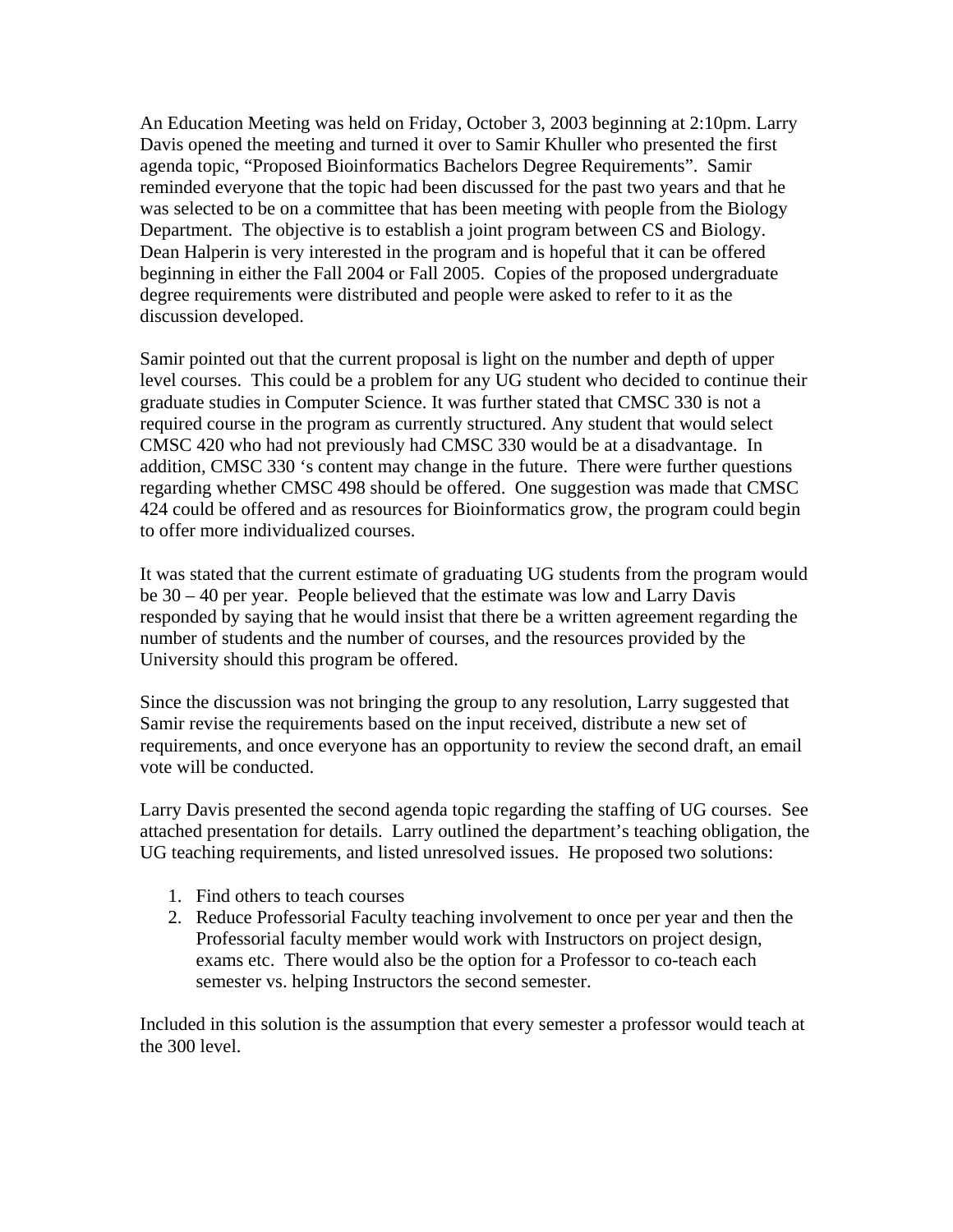An Education Meeting was held on Friday, October 3, 2003 beginning at 2:10pm. Larry Davis opened the meeting and turned it over to Samir Khuller who presented the first agenda topic, "Proposed Bioinformatics Bachelors Degree Requirements". Samir reminded everyone that the topic had been discussed for the past two years and that he was selected to be on a committee that has been meeting with people from the Biology Department. The objective is to establish a joint program between CS and Biology. Dean Halperin is very interested in the program and is hopeful that it can be offered beginning in either the Fall 2004 or Fall 2005. Copies of the proposed undergraduate degree requirements were distributed and people were asked to refer to it as the discussion developed.

Samir pointed out that the current proposal is light on the number and depth of upper level courses. This could be a problem for any UG student who decided to continue their graduate studies in Computer Science. It was further stated that CMSC 330 is not a required course in the program as currently structured. Any student that would select CMSC 420 who had not previously had CMSC 330 would be at a disadvantage. In addition, CMSC 330 's content may change in the future. There were further questions regarding whether CMSC 498 should be offered. One suggestion was made that CMSC 424 could be offered and as resources for Bioinformatics grow, the program could begin to offer more individualized courses.

It was stated that the current estimate of graduating UG students from the program would be 30 – 40 per year. People believed that the estimate was low and Larry Davis responded by saying that he would insist that there be a written agreement regarding the number of students and the number of courses, and the resources provided by the University should this program be offered.

Since the discussion was not bringing the group to any resolution, Larry suggested that Samir revise the requirements based on the input received, distribute a new set of requirements, and once everyone has an opportunity to review the second draft, an email vote will be conducted.

Larry Davis presented the second agenda topic regarding the staffing of UG courses. See attached presentation for details. Larry outlined the department's teaching obligation, the UG teaching requirements, and listed unresolved issues. He proposed two solutions:

1. Find others to teach courses
2. Reduce Professorial Faculty teaching involvement to once per year and then the Professorial faculty member would work with Instructors on project design, exams etc. There would also be the option for a Professor to co-teach each semester vs. helping Instructors the second semester.

Included in this solution is the assumption that every semester a professor would teach at the 300 level.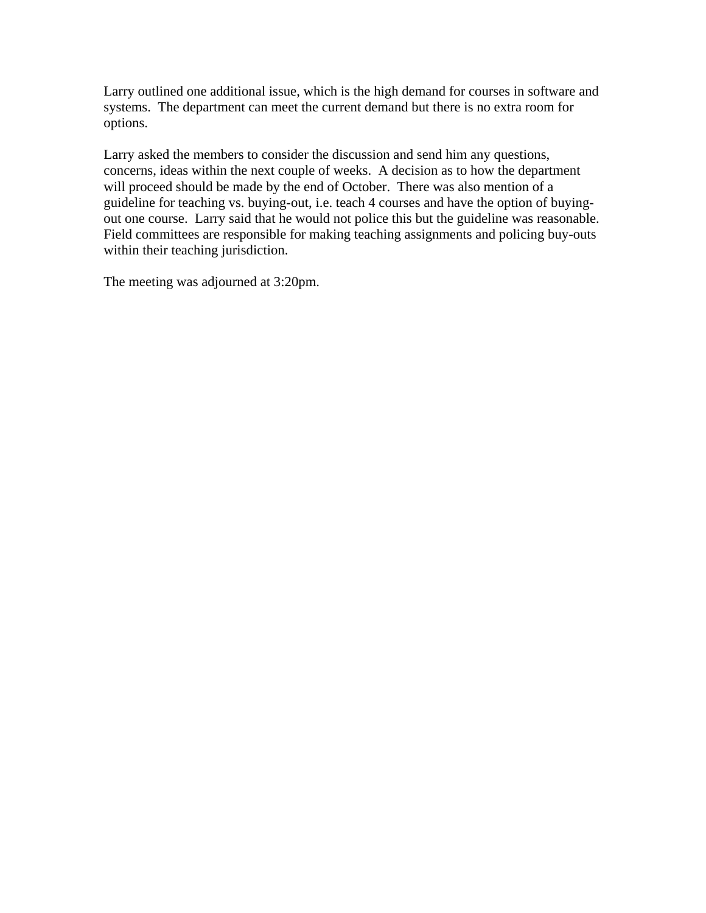Larry outlined one additional issue, which is the high demand for courses in software and systems. The department can meet the current demand but there is no extra room for options.

Larry asked the members to consider the discussion and send him any questions, concerns, ideas within the next couple of weeks. A decision as to how the department will proceed should be made by the end of October. There was also mention of a guideline for teaching vs. buying-out, i.e. teach 4 courses and have the option of buying-out one course. Larry said that he would not police this but the guideline was reasonable. Field committees are responsible for making teaching assignments and policing buy-outs within their teaching jurisdiction.

The meeting was adjourned at 3:20pm.